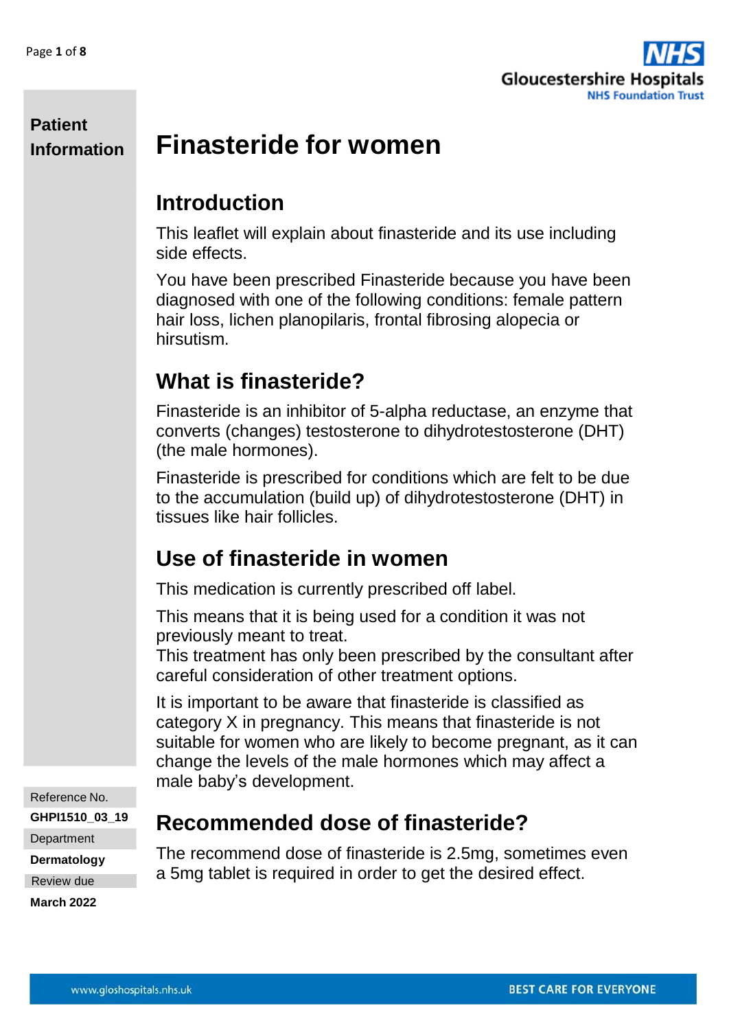**Patient Information**

# Finasteride for women

## Introduction

This leaflet will explain about finasteride and its use including side effects.

You have been prescribed Finasteride because you have been diagnosed with one of the following conditions: female pattern hair loss, lichen planopilaris, frontal fibrosing alopecia or hirsutism.

## What is finasteride?

Finasteride is an inhibitor of 5-alpha reductase, an enzyme that converts (changes) testosterone to dihydrotestosterone (DHT) (the male hormones).

Finasteride is prescribed for conditions which are felt to be due to the accumulation (build up) of dihydrotestosterone (DHT) in tissues like hair follicles.

## Use of finasteride in women

This medication is currently prescribed off label.

This means that it is being used for a condition it was not previously meant to treat.
This treatment has only been prescribed by the consultant after careful consideration of other treatment options.

It is important to be aware that finasteride is classified as category X in pregnancy. This means that finasteride is not suitable for women who are likely to become pregnant, as it can change the levels of the male hormones which may affect a male baby's development.

## Recommended dose of finasteride?

The recommend dose of finasteride is 2.5mg, sometimes even a 5mg tablet is required in order to get the desired effect.

Reference No.
**GHPI1510_03_19**
Department
**Dermatology**
Review due
**March 2022**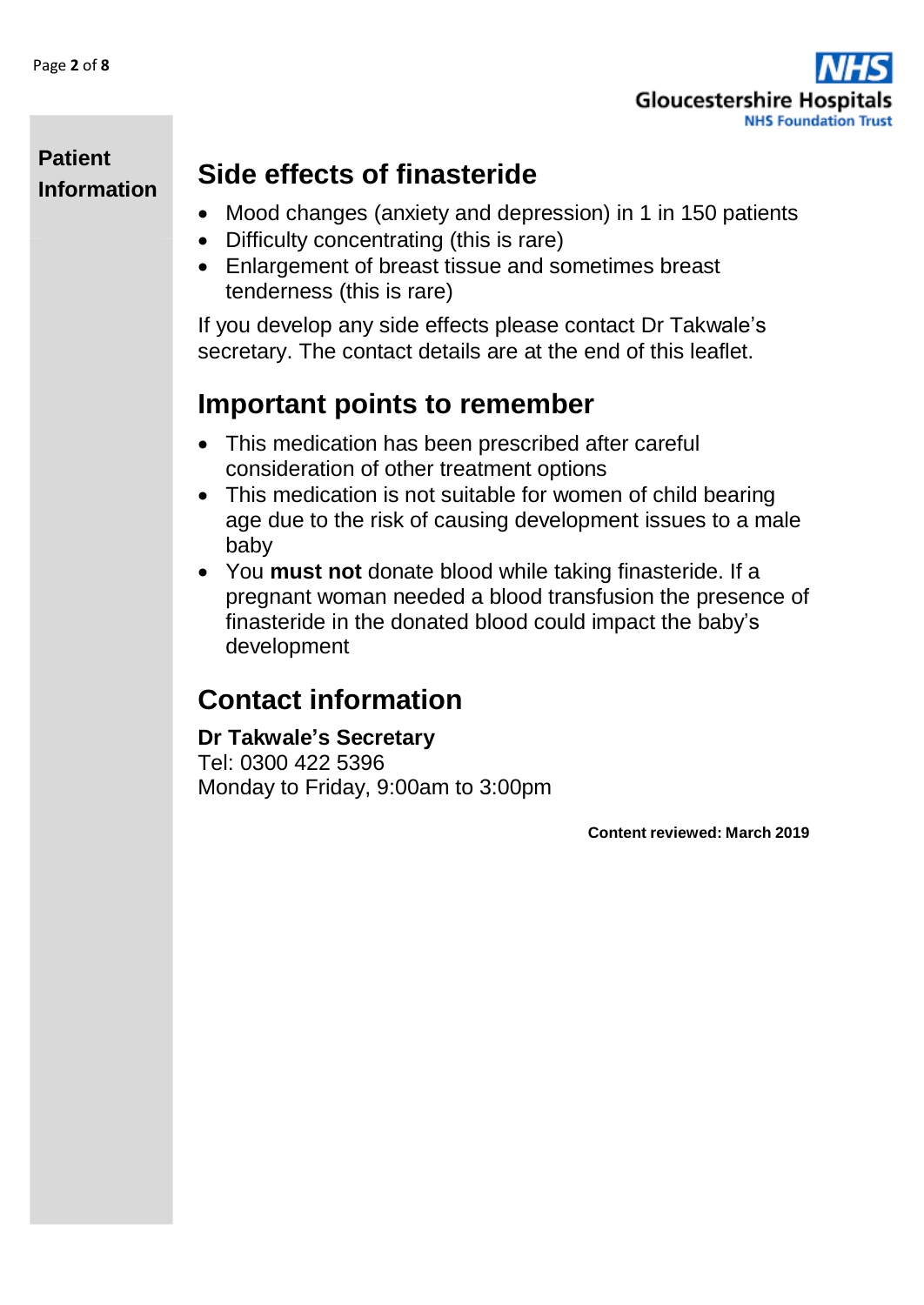## Side effects of finasteride

- Mood changes (anxiety and depression) in 1 in 150 patients
- Difficulty concentrating (this is rare)
- Enlargement of breast tissue and sometimes breast tenderness (this is rare)

If you develop any side effects please contact Dr Takwale's secretary. The contact details are at the end of this leaflet.

## Important points to remember

- This medication has been prescribed after careful consideration of other treatment options
- This medication is not suitable for women of child bearing age due to the risk of causing development issues to a male baby
- You **must not** donate blood while taking finasteride. If a pregnant woman needed a blood transfusion the presence of finasteride in the donated blood could impact the baby's development

## Contact information

**Dr Takwale's Secretary**
Tel: 0300 422 5396
Monday to Friday, 9:00am to 3:00pm

**Content reviewed: March 2019**